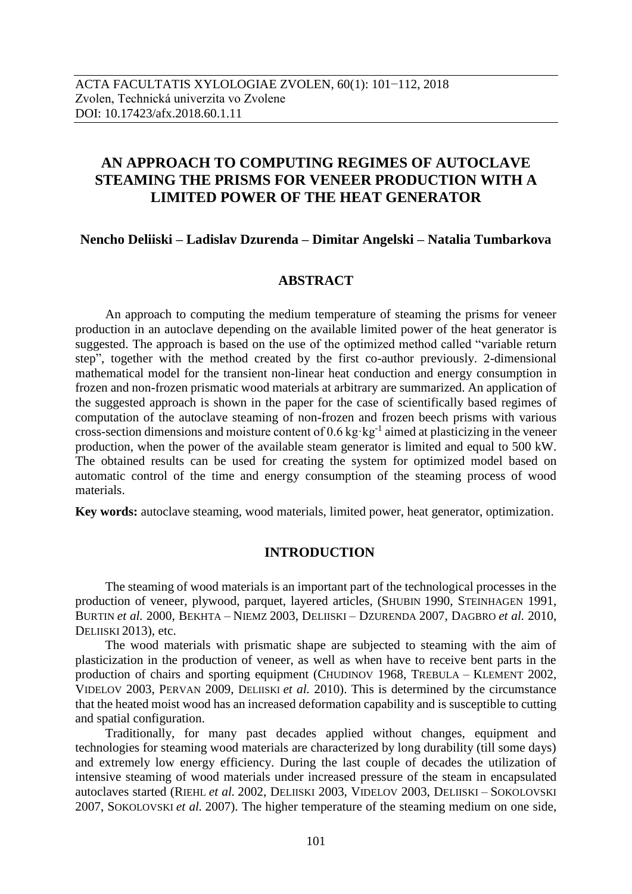# AN APPROACH TO COMPUTING REGIMES OF AUTOCLAVE STEAMING THE PRISMS FOR VENEER PRODUCTION WITH A LIMITED POWER OF THE HEAT GENERATOR

**Nencho Deliiski – Ladislav Dzurenda – Dimitar Angelski – Natalia Tumbarkova**

## ABSTRACT

An approach to computing the medium temperature of steaming the prisms for veneer production in an autoclave depending on the available limited power of the heat generator is suggested. The approach is based on the use of the optimized method called "variable return step", together with the method created by the first co-author previously. 2-dimensional mathematical model for the transient non-linear heat conduction and energy consumption in frozen and non-frozen prismatic wood materials at arbitrary are summarized. An application of the suggested approach is shown in the paper for the case of scientifically based regimes of computation of the autoclave steaming of non-frozen and frozen beech prisms with various cross-section dimensions and moisture content of $0.6\ kg \cdot kg^{-1}$ aimed at plasticizing in the veneer production, when the power of the available steam generator is limited and equal to 500 kW. The obtained results can be used for creating the system for optimized model based on automatic control of the time and energy consumption of the steaming process of wood materials.

**Key words:** autoclave steaming, wood materials, limited power, heat generator, optimization.

## INTRODUCTION

The steaming of wood materials is an important part of the technological processes in the production of veneer, plywood, parquet, layered articles, (Shubin 1990, Steinhagen 1991, Burtin *et al.* 2000, Bekhta – Niemz 2003, Deliiski – Dzurenda 2007, Dagbro *et al.* 2010, Deliiski 2013), etc.

The wood materials with prismatic shape are subjected to steaming with the aim of plasticization in the production of veneer, as well as when have to receive bent parts in the production of chairs and sporting equipment (Chudinov 1968, Trebula – Klement 2002, Videlov 2003, Pervan 2009, Deliiski *et al.* 2010). This is determined by the circumstance that the heated moist wood has an increased deformation capability and is susceptible to cutting and spatial configuration.

Traditionally, for many past decades applied without changes, equipment and technologies for steaming wood materials are characterized by long durability (till some days) and extremely low energy efficiency. During the last couple of decades the utilization of intensive steaming of wood materials under increased pressure of the steam in encapsulated autoclaves started (Riehl *et al.* 2002, Deliiski 2003, Videlov 2003, Deliiski – Sokolovski 2007, Sokolovski *et al.* 2007). The higher temperature of the steaming medium on one side,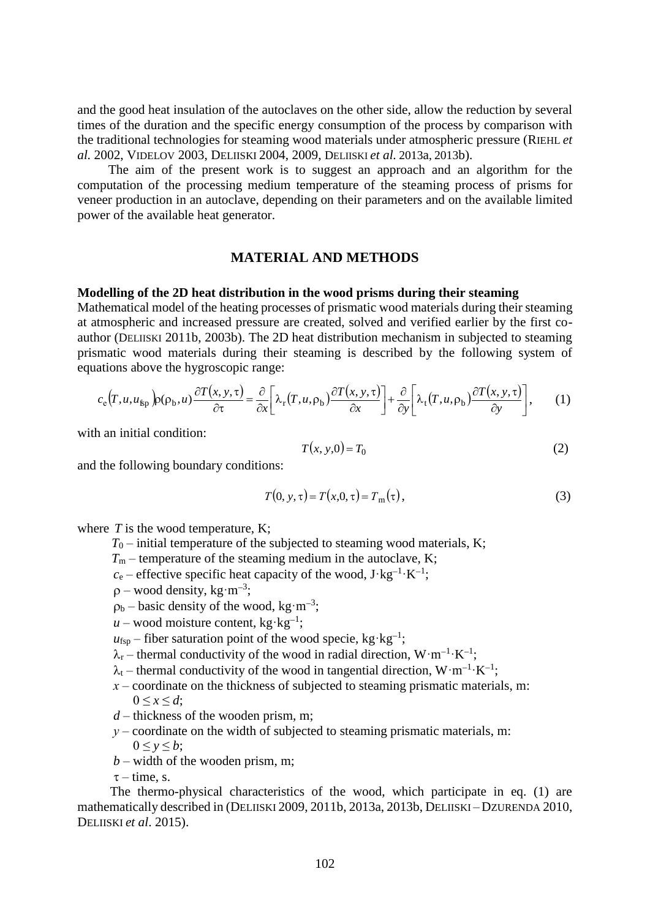and the good heat insulation of the autoclaves on the other side, allow the reduction by several times of the duration and the specific energy consumption of the process by comparison with the traditional technologies for steaming wood materials under atmospheric pressure (RIEHL *et al.* 2002, VIDELOV 2003, DELIISKI 2004, 2009, DELIISKI *et al.* 2013a, 2013b).

The aim of the present work is to suggest an approach and an algorithm for the computation of the processing medium temperature of the steaming process of prisms for veneer production in an autoclave, depending on their parameters and on the available limited power of the available heat generator.

## MATERIAL AND METHODS

**Modelling of the 2D heat distribution in the wood prisms during their steaming**

Mathematical model of the heating processes of prismatic wood materials during their steaming at atmospheric and increased pressure are created, solved and verified earlier by the first co-author (DELIISKI 2011b, 2003b). The 2D heat distribution mechanism in subjected to steaming prismatic wood materials during their steaming is described by the following system of equations above the hygroscopic range:

$$c_{\mathrm{e}}\left(T,u,u_{\mathrm{fsp}}\right)\rho(\rho_{\mathrm{b}},u)\frac{\partial T(x,y,\tau)}{\partial \tau}=\frac{\partial}{\partial x}\left[\lambda_{\mathrm{r}}(T,u,\rho_{\mathrm{b}})\frac{\partial T(x,y,\tau)}{\partial x}\right]+\frac{\partial}{\partial y}\left[\lambda_{\mathrm{t}}(T,u,\rho_{\mathrm{b}})\frac{\partial T(x,y,\tau)}{\partial y}\right], \qquad (1)$$

with an initial condition:

$$T(x,y,0)=T_0 \qquad (2)$$

and the following boundary conditions:

$$T(0,y,\tau)=T(x,0,\tau)=T_{\mathrm{m}}(\tau), \qquad (3)$$

where $T$ is the wood temperature, K;

- $T_0$ – initial temperature of the subjected to steaming wood materials, K;
- $T_{\mathrm{m}}$ – temperature of the steaming medium in the autoclave, K;
- $c_{\mathrm{e}}$ – effective specific heat capacity of the wood, J·kg$^{-1}$·K$^{-1}$;
- $\rho$ – wood density, kg·m$^{-3}$;
- $\rho_{\mathrm{b}}$ – basic density of the wood, kg·m$^{-3}$;
- $u$ – wood moisture content, kg·kg$^{-1}$;
- $u_{\mathrm{fsp}}$ – fiber saturation point of the wood specie, kg·kg$^{-1}$;
- $\lambda_{\mathrm{r}}$ – thermal conductivity of the wood in radial direction, W·m$^{-1}$·K$^{-1}$;
- $\lambda_{\mathrm{t}}$ – thermal conductivity of the wood in tangential direction, W·m$^{-1}$·K$^{-1}$;
- $x$ – coordinate on the thickness of subjected to steaming prismatic materials, m: $0 \le x \le d$;
- $d$ – thickness of the wooden prism, m;
- $y$ – coordinate on the width of subjected to steaming prismatic materials, m: $0 \le y \le b$;
- $b$ – width of the wooden prism, m;
- $\tau$ – time, s.

The thermo-physical characteristics of the wood, which participate in eq. (1) are mathematically described in (DELIISKI 2009, 2011b, 2013a, 2013b, DELIISKI – DZURENDA 2010, DELIISKI *et al*. 2015).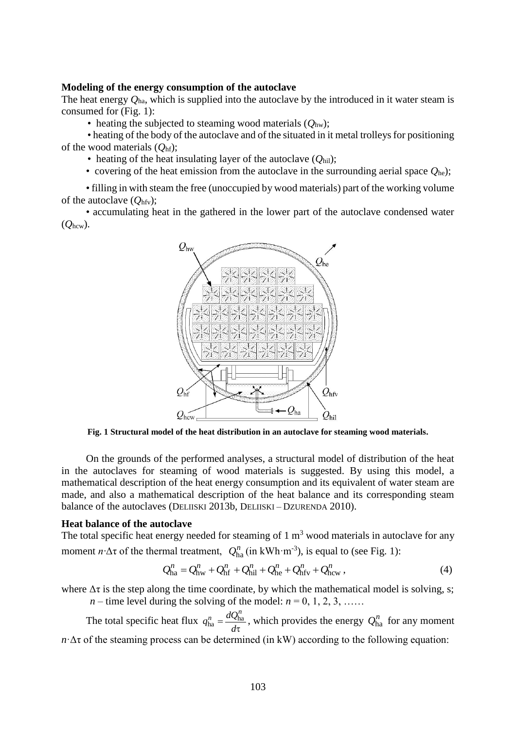**Modeling of the energy consumption of the autoclave**

The heat energy $Q_{ha}$, which is supplied into the autoclave by the introduced in it water steam is consumed for (Fig. 1):

- heating the subjected to steaming wood materials ($Q_{hw}$);
- heating of the body of the autoclave and of the situated in it metal trolleys for positioning of the wood materials ($Q_{hf}$);
- heating of the heat insulating layer of the autoclave ($Q_{hil}$);
- covering of the heat emission from the autoclave in the surrounding aerial space $Q_{he}$);
- filling in with steam the free (unoccupied by wood materials) part of the working volume of the autoclave ($Q_{hfv}$);
- accumulating heat in the gathered in the lower part of the autoclave condensed water ($Q_{hcw}$).

**Fig. 1 Structural model of the heat distribution in an autoclave for steaming wood materials.**

On the grounds of the performed analyses, a structural model of distribution of the heat in the autoclaves for steaming of wood materials is suggested. By using this model, a mathematical description of the heat energy consumption and its equivalent of water steam are made, and also a mathematical description of the heat balance and its corresponding steam balance of the autoclaves (DELIISKI 2013b, DELIISKI – DZURENDA 2010).

**Heat balance of the autoclave**

The total specific heat energy needed for steaming of 1 m$^3$ wood materials in autoclave for any moment $n{\cdot}\Delta\tau$ of the thermal treatment, $Q_{ha}^{n}$ (in kWh·m$^{-3}$), is equal to (see Fig. 1):

$$Q_{ha}^{n} = Q_{hw}^{n} + Q_{hf}^{n} + Q_{hil}^{n} + Q_{he}^{n} + Q_{hfv}^{n} + Q_{hcw}^{n}, \tag{4}$$

where $\Delta\tau$ is the step along the time coordinate, by which the mathematical model is solving, s;

$n$ – time level during the solving of the model: $n = 0, 1, 2, 3, \ldots\ldots$

The total specific heat flux $q_{ha}^{n} = \dfrac{dQ_{ha}^{n}}{d\tau}$, which provides the energy $Q_{ha}^{n}$ for any moment $n{\cdot}\Delta\tau$ of the steaming process can be determined (in kW) according to the following equation: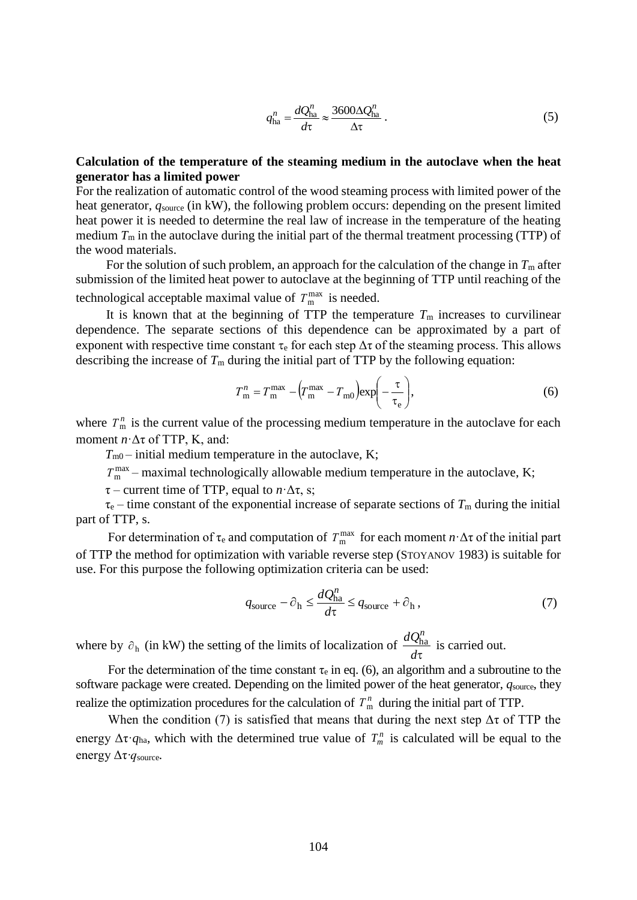$$q_{\mathrm{ha}}^{n} = \frac{dQ_{\mathrm{ha}}^{n}}{d\tau} \approx \frac{3600\Delta Q_{\mathrm{ha}}^{n}}{\Delta\tau}. \qquad (5)$$

**Calculation of the temperature of the steaming medium in the autoclave when the heat generator has a limited power**

For the realization of automatic control of the wood steaming process with limited power of the heat generator, $q_{\mathrm{source}}$ (in kW), the following problem occurs: depending on the present limited heat power it is needed to determine the real law of increase in the temperature of the heating medium $T_{\mathrm{m}}$ in the autoclave during the initial part of the thermal treatment processing (TTP) of the wood materials.

For the solution of such problem, an approach for the calculation of the change in $T_{\mathrm{m}}$ after submission of the limited heat power to autoclave at the beginning of TTP until reaching of the technological acceptable maximal value of $T_{\mathrm{m}}^{\max}$ is needed.

It is known that at the beginning of TTP the temperature $T_{\mathrm{m}}$ increases to curvilinear dependence. The separate sections of this dependence can be approximated by a part of exponent with respective time constant $\tau_{\mathrm{e}}$ for each step $\Delta\tau$ of the steaming process. This allows describing the increase of $T_{\mathrm{m}}$ during the initial part of TTP by the following equation:

$$T_{\mathrm{m}}^{n} = T_{\mathrm{m}}^{\max} - \left(T_{\mathrm{m}}^{\max} - T_{\mathrm{m0}}\right)\exp\left(-\frac{\tau}{\tau_{\mathrm{e}}}\right), \qquad (6)$$

where $T_{\mathrm{m}}^{n}$ is the current value of the processing medium temperature in the autoclave for each moment $n{\cdot}\Delta\tau$ of TTP, K, and:

$T_{\mathrm{m0}}$ – initial medium temperature in the autoclave, K;

$T_{\mathrm{m}}^{\max}$ – maximal technologically allowable medium temperature in the autoclave, K;

$\tau$ – current time of TTP, equal to $n{\cdot}\Delta\tau$, s;

$\tau_{\mathrm{e}}$ – time constant of the exponential increase of separate sections of $T_{\mathrm{m}}$ during the initial part of TTP, s.

For determination of $\tau_{\mathrm{e}}$ and computation of $T_{\mathrm{m}}^{\max}$ for each moment $n{\cdot}\Delta\tau$ of the initial part of TTP the method for optimization with variable reverse step (STOYANOV 1983) is suitable for use. For this purpose the following optimization criteria can be used:

$$q_{\mathrm{source}} - \partial_{\mathrm{h}} \leq \frac{dQ_{\mathrm{ha}}^{n}}{d\tau} \leq q_{\mathrm{source}} + \partial_{\mathrm{h}}, \qquad (7)$$

where by $\partial_{\mathrm{h}}$ (in kW) the setting of the limits of localization of $\frac{dQ_{\mathrm{ha}}^{n}}{d\tau}$ is carried out.

For the determination of the time constant $\tau_{\mathrm{e}}$ in eq. (6), an algorithm and a subroutine to the software package were created. Depending on the limited power of the heat generator, $q_{\mathrm{source}}$, they realize the optimization procedures for the calculation of $T_{\mathrm{m}}^{n}$ during the initial part of TTP.

When the condition (7) is satisfied that means that during the next step $\Delta\tau$ of TTP the energy $\Delta\tau{\cdot}q_{\mathrm{ha}}$, which with the determined true value of $T_{m}^{n}$ is calculated will be equal to the energy $\Delta\tau{\cdot}q_{\mathrm{source}}$.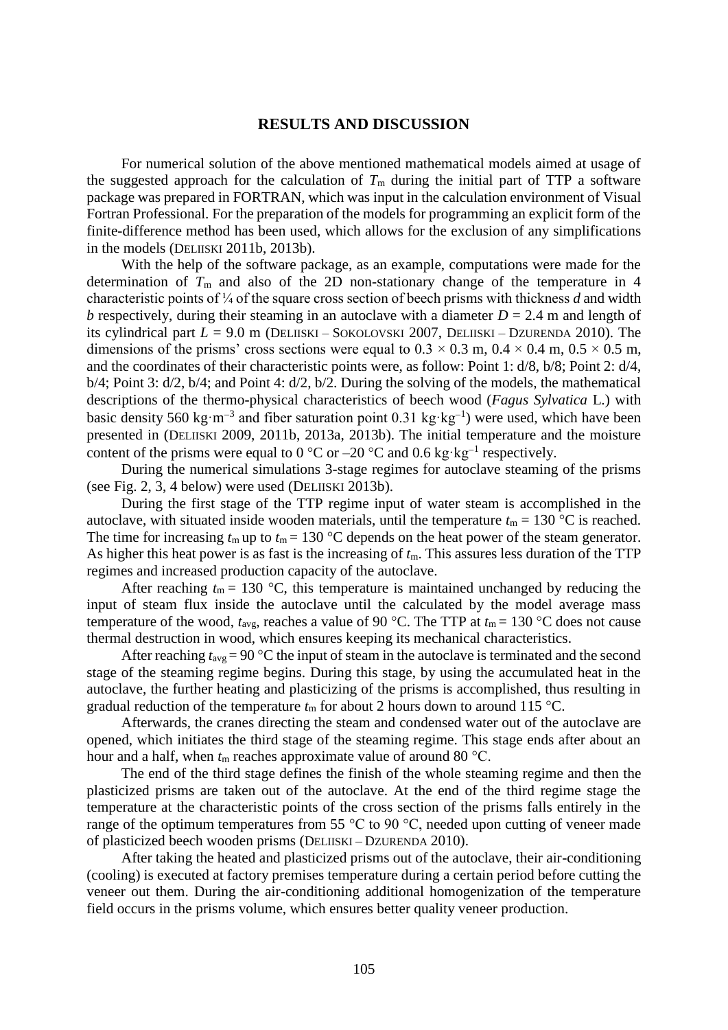## RESULTS AND DISCUSSION

For numerical solution of the above mentioned mathematical models aimed at usage of the suggested approach for the calculation of $T_m$ during the initial part of TTP a software package was prepared in FORTRAN, which was input in the calculation environment of Visual Fortran Professional. For the preparation of the models for programming an explicit form of the finite-difference method has been used, which allows for the exclusion of any simplifications in the models (DELIISKI 2011b, 2013b).

With the help of the software package, as an example, computations were made for the determination of $T_m$ and also of the 2D non-stationary change of the temperature in 4 characteristic points of ¼ of the square cross section of beech prisms with thickness $d$ and width $b$ respectively, during their steaming in an autoclave with a diameter $D = 2.4$ m and length of its cylindrical part $L = 9.0$ m (DELIISKI – SOKOLOVSKI 2007, DELIISKI – DZURENDA 2010). The dimensions of the prisms' cross sections were equal to $0.3 \times 0.3$ m, $0.4 \times 0.4$ m, $0.5 \times 0.5$ m, and the coordinates of their characteristic points were, as follow: Point 1: d/8, b/8; Point 2: d/4, b/4; Point 3: d/2, b/4; and Point 4: d/2, b/2. During the solving of the models, the mathematical descriptions of the thermo-physical characteristics of beech wood (*Fagus Sylvatica* L.) with basic density 560 $kg{\cdot}m^{-3}$ and fiber saturation point 0.31 $kg{\cdot}kg^{-1}$) were used, which have been presented in (DELIISKI 2009, 2011b, 2013a, 2013b). The initial temperature and the moisture content of the prisms were equal to 0 °C or –20 °C and 0.6 $kg{\cdot}kg^{-1}$ respectively.

During the numerical simulations 3-stage regimes for autoclave steaming of the prisms (see Fig. 2, 3, 4 below) were used (DELIISKI 2013b).

During the first stage of the TTP regime input of water steam is accomplished in the autoclave, with situated inside wooden materials, until the temperature $t_m = 130$ °C is reached. The time for increasing $t_m$ up to $t_m = 130$ °C depends on the heat power of the steam generator. As higher this heat power is as fast is the increasing of $t_m$. This assures less duration of the TTP regimes and increased production capacity of the autoclave.

After reaching $t_m = 130$ °C, this temperature is maintained unchanged by reducing the input of steam flux inside the autoclave until the calculated by the model average mass temperature of the wood, $t_{avg}$, reaches a value of 90 °C. The TTP at $t_m = 130$ °C does not cause thermal destruction in wood, which ensures keeping its mechanical characteristics.

After reaching $t_{avg} = 90$ °C the input of steam in the autoclave is terminated and the second stage of the steaming regime begins. During this stage, by using the accumulated heat in the autoclave, the further heating and plasticizing of the prisms is accomplished, thus resulting in gradual reduction of the temperature $t_m$ for about 2 hours down to around 115 °C.

Afterwards, the cranes directing the steam and condensed water out of the autoclave are opened, which initiates the third stage of the steaming regime. This stage ends after about an hour and a half, when $t_m$ reaches approximate value of around 80 °C.

The end of the third stage defines the finish of the whole steaming regime and then the plasticized prisms are taken out of the autoclave. At the end of the third regime stage the temperature at the characteristic points of the cross section of the prisms falls entirely in the range of the optimum temperatures from 55 °C to 90 °C, needed upon cutting of veneer made of plasticized beech wooden prisms (DELIISKI – DZURENDA 2010).

After taking the heated and plasticized prisms out of the autoclave, their air-conditioning (cooling) is executed at factory premises temperature during a certain period before cutting the veneer out them. During the air-conditioning additional homogenization of the temperature field occurs in the prisms volume, which ensures better quality veneer production.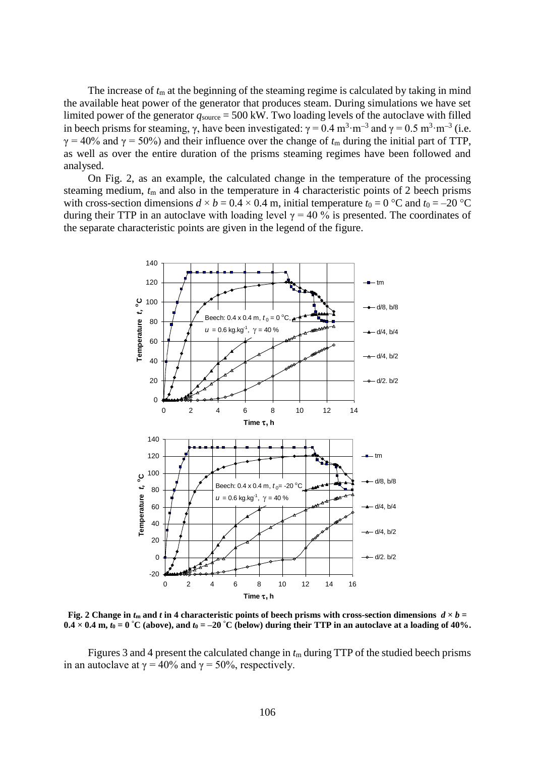The increase of $t_m$ at the beginning of the steaming regime is calculated by taking in mind the available heat power of the generator that produces steam. During simulations we have set limited power of the generator $q_{source} = 500$ kW. Two loading levels of the autoclave with filled in beech prisms for steaming, γ, have been investigated: $\gamma = 0.4\ m^3 \cdot m^{-3}$ and $\gamma = 0.5\ m^3 \cdot m^{-3}$ (i.e. γ = 40% and γ = 50%) and their influence over the change of $t_m$ during the initial part of TTP, as well as over the entire duration of the prisms steaming regimes have been followed and analysed.

On Fig. 2, as an example, the calculated change in the temperature of the processing steaming medium, $t_m$ and also in the temperature in 4 characteristic points of 2 beech prisms with cross-section dimensions $d \times b = 0.4 \times 0.4$ m, initial temperature $t_0 = 0$ °C and $t_0 = -20$ °C during their TTP in an autoclave with loading level γ = 40 % is presented. The coordinates of the separate characteristic points are given in the legend of the figure.

**Fig. 2 Change in $t_m$ and $t$ in 4 characteristic points of beech prisms with cross-section dimensions $d \times b = 0.4 \times 0.4$ m, $t_0 = 0$ °C (above), and $t_0 = -20$ °C (below) during their TTP in an autoclave at a loading of 40%.**

Figures 3 and 4 present the calculated change in $t_m$ during TTP of the studied beech prisms in an autoclave at γ = 40% and γ = 50%, respectively.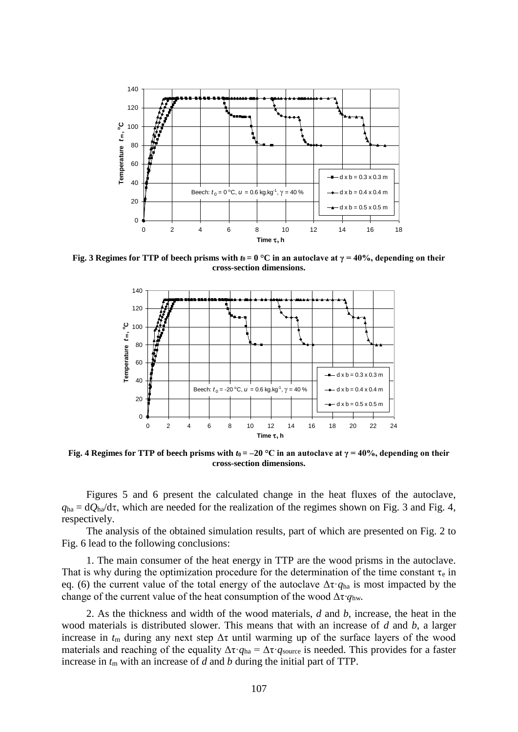**Fig. 3 Regimes for TTP of beech prisms with $t_0 = 0$ °C in an autoclave at $\gamma = 40\%$, depending on their cross-section dimensions.**

**Fig. 4 Regimes for TTP of beech prisms with $t_0 = -20$ °C in an autoclave at $\gamma = 40\%$, depending on their cross-section dimensions.**

Figures 5 and 6 present the calculated change in the heat fluxes of the autoclave, $q_{ha} = dQ_{ha}/d\tau$, which are needed for the realization of the regimes shown on Fig. 3 and Fig. 4, respectively.

The analysis of the obtained simulation results, part of which are presented on Fig. 2 to Fig. 6 lead to the following conclusions:

1. The main consumer of the heat energy in TTP are the wood prisms in the autoclave. That is why during the optimization procedure for the determination of the time constant $\tau_e$ in eq. (6) the current value of the total energy of the autoclave $\Delta\tau \cdot q_{ha}$ is most impacted by the change of the current value of the heat consumption of the wood $\Delta\tau \cdot q_{hw}$.

2. As the thickness and width of the wood materials, $d$ and $b$, increase, the heat in the wood materials is distributed slower. This means that with an increase of $d$ and $b$, a larger increase in $t_m$ during any next step $\Delta\tau$ until warming up of the surface layers of the wood materials and reaching of the equality $\Delta\tau \cdot q_{ha} = \Delta\tau \cdot q_{source}$ is needed. This provides for a faster increase in $t_m$ with an increase of $d$ and $b$ during the initial part of TTP.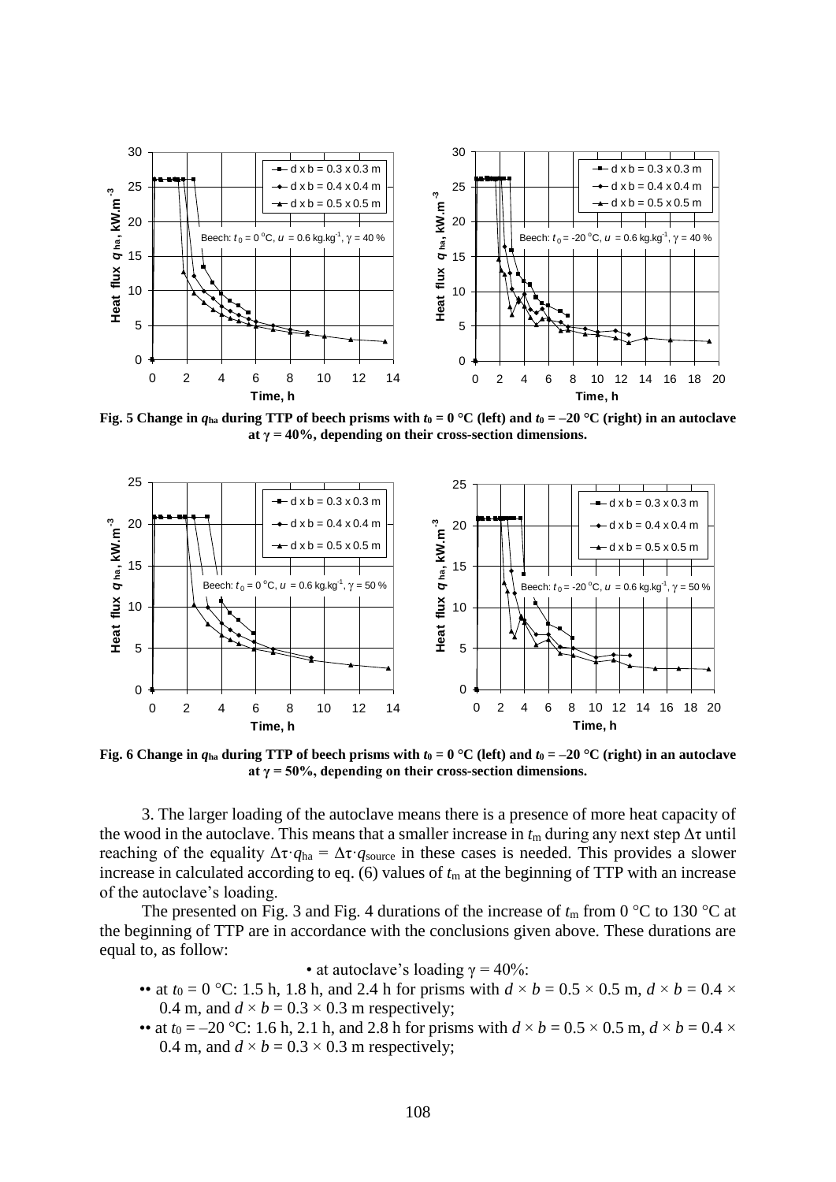Fig. 5 Change in $q_{ha}$ during TTP of beech prisms with $t_0 = 0$ °C (left) and $t_0 = -20$ °C (right) in an autoclave at $\gamma = 40\%$, depending on their cross-section dimensions.

Fig. 6 Change in $q_{ha}$ during TTP of beech prisms with $t_0 = 0$ °C (left) and $t_0 = -20$ °C (right) in an autoclave at $\gamma = 50\%$, depending on their cross-section dimensions.

3. The larger loading of the autoclave means there is a presence of more heat capacity of the wood in the autoclave. This means that a smaller increase in $t_m$ during any next step $\Delta\tau$ until reaching of the equality $\Delta\tau \cdot q_{ha} = \Delta\tau \cdot q_{source}$ in these cases is needed. This provides a slower increase in calculated according to eq. (6) values of $t_m$ at the beginning of TTP with an increase of the autoclave's loading.

The presented on Fig. 3 and Fig. 4 durations of the increase of $t_m$ from 0 °C to 130 °C at the beginning of TTP are in accordance with the conclusions given above. These durations are equal to, as follow:

- at autoclave's loading $\gamma = 40\%$:
  - at $t_0 = 0$ °C: 1.5 h, 1.8 h, and 2.4 h for prisms with $d \times b = 0.5 \times 0.5$ m, $d \times b = 0.4 \times 0.4$ m, and $d \times b = 0.3 \times 0.3$ m respectively;
  - at $t_0 = -20$ °C: 1.6 h, 2.1 h, and 2.8 h for prisms with $d \times b = 0.5 \times 0.5$ m, $d \times b = 0.4 \times 0.4$ m, and $d \times b = 0.3 \times 0.3$ m respectively;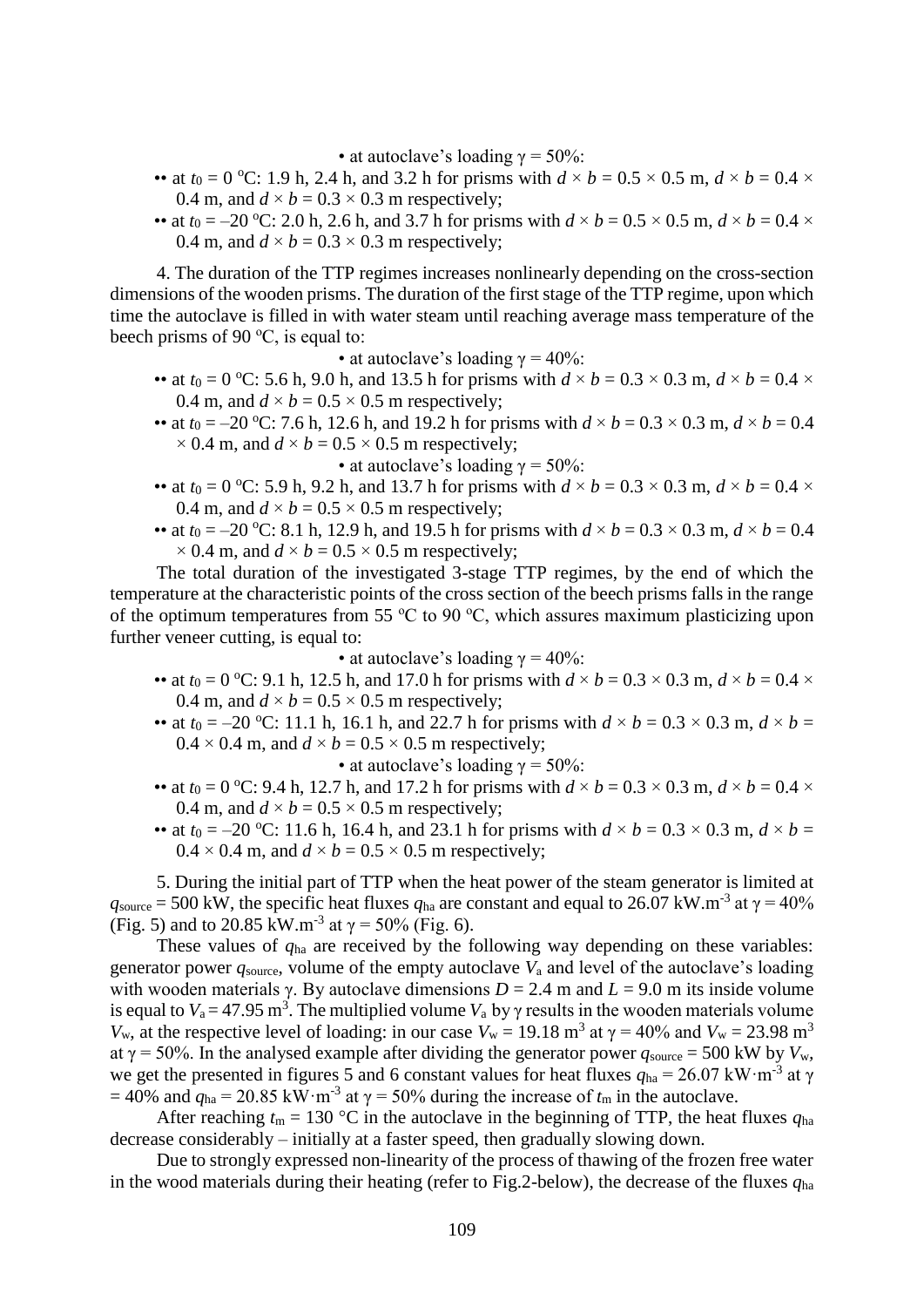• at autoclave's loading $\gamma = 50\%$:

•• at $t_0 = 0\ ^{\circ}C$: 1.9 h, 2.4 h, and 3.2 h for prisms with $d \times b = 0.5 \times 0.5$ m, $d \times b = 0.4 \times 0.4$ m, and $d \times b = 0.3 \times 0.3$ m respectively;

•• at $t_0 = -20\ ^{\circ}C$: 2.0 h, 2.6 h, and 3.7 h for prisms with $d \times b = 0.5 \times 0.5$ m, $d \times b = 0.4 \times 0.4$ m, and $d \times b = 0.3 \times 0.3$ m respectively;

4. The duration of the TTP regimes increases nonlinearly depending on the cross-section dimensions of the wooden prisms. The duration of the first stage of the TTP regime, upon which time the autoclave is filled in with water steam until reaching average mass temperature of the beech prisms of 90 $^{\circ}C$, is equal to:

• at autoclave's loading $\gamma = 40\%$:

•• at $t_0 = 0\ ^{\circ}C$: 5.6 h, 9.0 h, and 13.5 h for prisms with $d \times b = 0.3 \times 0.3$ m, $d \times b = 0.4 \times 0.4$ m, and $d \times b = 0.5 \times 0.5$ m respectively;

•• at $t_0 = -20\ ^{\circ}C$: 7.6 h, 12.6 h, and 19.2 h for prisms with $d \times b = 0.3 \times 0.3$ m, $d \times b = 0.4 \times 0.4$ m, and $d \times b = 0.5 \times 0.5$ m respectively;

• at autoclave's loading $\gamma = 50\%$:

•• at $t_0 = 0\ ^{\circ}C$: 5.9 h, 9.2 h, and 13.7 h for prisms with $d \times b = 0.3 \times 0.3$ m, $d \times b = 0.4 \times 0.4$ m, and $d \times b = 0.5 \times 0.5$ m respectively;

•• at $t_0 = -20\ ^{\circ}C$: 8.1 h, 12.9 h, and 19.5 h for prisms with $d \times b = 0.3 \times 0.3$ m, $d \times b = 0.4 \times 0.4$ m, and $d \times b = 0.5 \times 0.5$ m respectively;

The total duration of the investigated 3-stage TTP regimes, by the end of which the temperature at the characteristic points of the cross section of the beech prisms falls in the range of the optimum temperatures from 55 $^{\circ}C$ to 90 $^{\circ}C$, which assures maximum plasticizing upon further veneer cutting, is equal to:

• at autoclave's loading $\gamma = 40\%$:

•• at $t_0 = 0\ ^{\circ}C$: 9.1 h, 12.5 h, and 17.0 h for prisms with $d \times b = 0.3 \times 0.3$ m, $d \times b = 0.4 \times 0.4$ m, and $d \times b = 0.5 \times 0.5$ m respectively;

•• at $t_0 = -20\ ^{\circ}C$: 11.1 h, 16.1 h, and 22.7 h for prisms with $d \times b = 0.3 \times 0.3$ m, $d \times b = 0.4 \times 0.4$ m, and $d \times b = 0.5 \times 0.5$ m respectively;

• at autoclave's loading $\gamma = 50\%$:

•• at $t_0 = 0\ ^{\circ}C$: 9.4 h, 12.7 h, and 17.2 h for prisms with $d \times b = 0.3 \times 0.3$ m, $d \times b = 0.4 \times 0.4$ m, and $d \times b = 0.5 \times 0.5$ m respectively;

•• at $t_0 = -20\ ^{\circ}C$: 11.6 h, 16.4 h, and 23.1 h for prisms with $d \times b = 0.3 \times 0.3$ m, $d \times b = 0.4 \times 0.4$ m, and $d \times b = 0.5 \times 0.5$ m respectively;

5. During the initial part of TTP when the heat power of the steam generator is limited at $q_{source} = 500$ kW, the specific heat fluxes $q_{ha}$ are constant and equal to 26.07 kW.m$^{-3}$ at $\gamma = 40\%$ (Fig. 5) and to 20.85 kW.m$^{-3}$ at $\gamma = 50\%$ (Fig. 6).

These values of $q_{ha}$ are received by the following way depending on these variables: generator power $q_{source}$, volume of the empty autoclave $V_a$ and level of the autoclave's loading with wooden materials $\gamma$. By autoclave dimensions $D = 2.4$ m and $L = 9.0$ m its inside volume is equal to $V_a = 47.95$ m$^3$. The multiplied volume $V_a$ by $\gamma$ results in the wooden materials volume $V_w$, at the respective level of loading: in our case $V_w = 19.18$ m$^3$ at $\gamma = 40\%$ and $V_w = 23.98$ m$^3$ at $\gamma = 50\%$. In the analysed example after dividing the generator power $q_{source} = 500$ kW by $V_w$, we get the presented in figures 5 and 6 constant values for heat fluxes $q_{ha} = 26.07$ kW·m$^{-3}$ at $\gamma = 40\%$ and $q_{ha} = 20.85$ kW·m$^{-3}$ at $\gamma = 50\%$ during the increase of $t_m$ in the autoclave.

After reaching $t_m = 130$ °C in the autoclave in the beginning of TTP, the heat fluxes $q_{ha}$ decrease considerably – initially at a faster speed, then gradually slowing down.

Due to strongly expressed non-linearity of the process of thawing of the frozen free water in the wood materials during their heating (refer to Fig.2-below), the decrease of the fluxes $q_{ha}$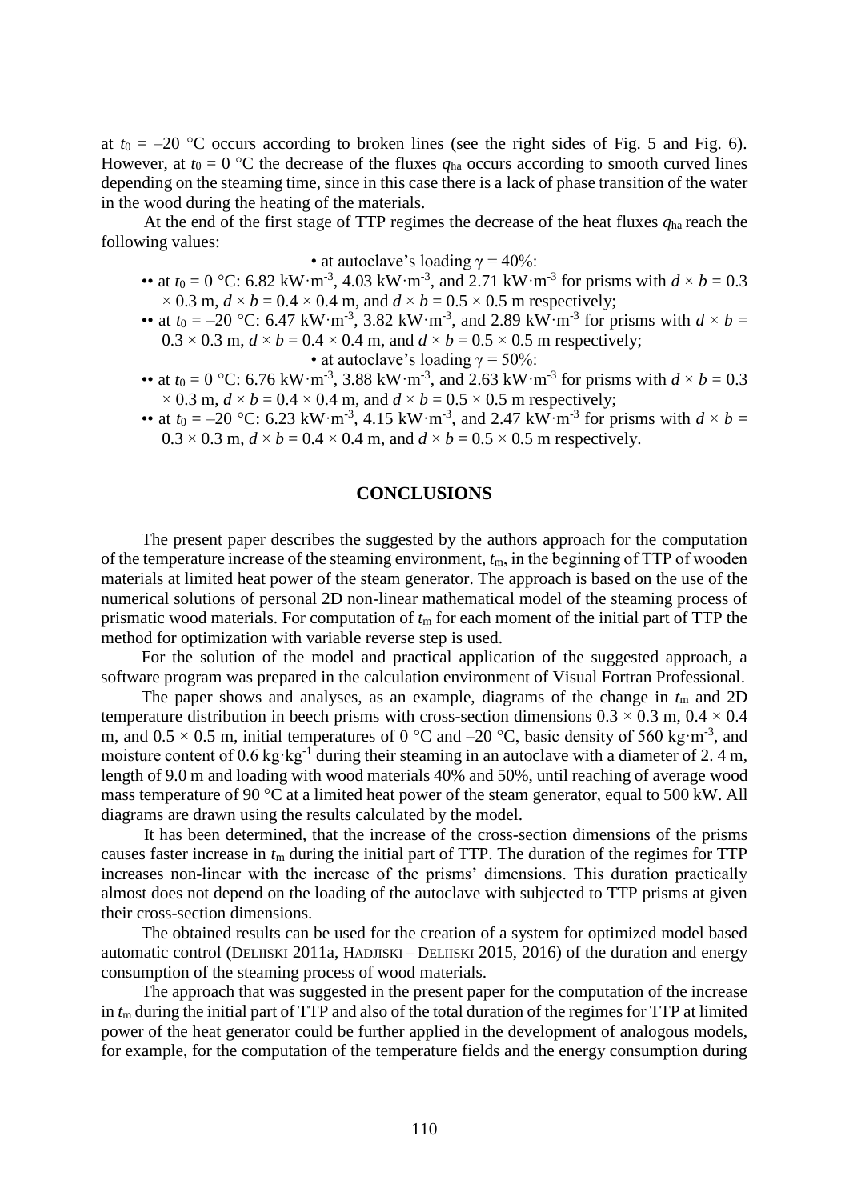at $t_0$ = –20 °C occurs according to broken lines (see the right sides of Fig. 5 and Fig. 6). However, at $t_0$ = 0 °C the decrease of the fluxes $q_{ha}$ occurs according to smooth curved lines depending on the steaming time, since in this case there is a lack of phase transition of the water in the wood during the heating of the materials.

At the end of the first stage of TTP regimes the decrease of the heat fluxes $q_{ha}$ reach the following values:

- at autoclave's loading $\gamma$ = 40%:
  - at $t_0$ = 0 °C: 6.82 kW·m$^{-3}$, 4.03 kW·m$^{-3}$, and 2.71 kW·m$^{-3}$ for prisms with $d \times b$ = 0.3 × 0.3 m, $d \times b$ = 0.4 × 0.4 m, and $d \times b$ = 0.5 × 0.5 m respectively;
  - at $t_0$ = –20 °C: 6.47 kW·m$^{-3}$, 3.82 kW·m$^{-3}$, and 2.89 kW·m$^{-3}$ for prisms with $d \times b$ = 0.3 × 0.3 m, $d \times b$ = 0.4 × 0.4 m, and $d \times b$ = 0.5 × 0.5 m respectively;
- at autoclave's loading $\gamma$ = 50%:
  - at $t_0$ = 0 °C: 6.76 kW·m$^{-3}$, 3.88 kW·m$^{-3}$, and 2.63 kW·m$^{-3}$ for prisms with $d \times b$ = 0.3 × 0.3 m, $d \times b$ = 0.4 × 0.4 m, and $d \times b$ = 0.5 × 0.5 m respectively;
  - at $t_0$ = –20 °C: 6.23 kW·m$^{-3}$, 4.15 kW·m$^{-3}$, and 2.47 kW·m$^{-3}$ for prisms with $d \times b$ = 0.3 × 0.3 m, $d \times b$ = 0.4 × 0.4 m, and $d \times b$ = 0.5 × 0.5 m respectively.

## CONCLUSIONS

The present paper describes the suggested by the authors approach for the computation of the temperature increase of the steaming environment, $t_m$, in the beginning of TTP of wooden materials at limited heat power of the steam generator. The approach is based on the use of the numerical solutions of personal 2D non-linear mathematical model of the steaming process of prismatic wood materials. For computation of $t_m$ for each moment of the initial part of TTP the method for optimization with variable reverse step is used.

For the solution of the model and practical application of the suggested approach, a software program was prepared in the calculation environment of Visual Fortran Professional.

The paper shows and analyses, as an example, diagrams of the change in $t_m$ and 2D temperature distribution in beech prisms with cross-section dimensions 0.3 × 0.3 m, 0.4 × 0.4 m, and 0.5 × 0.5 m, initial temperatures of 0 °C and –20 °C, basic density of 560 kg·m$^{-3}$, and moisture content of 0.6 kg·kg$^{-1}$ during their steaming in an autoclave with a diameter of 2. 4 m, length of 9.0 m and loading with wood materials 40% and 50%, until reaching of average wood mass temperature of 90 °C at a limited heat power of the steam generator, equal to 500 kW. All diagrams are drawn using the results calculated by the model.

It has been determined, that the increase of the cross-section dimensions of the prisms causes faster increase in $t_m$ during the initial part of TTP. The duration of the regimes for TTP increases non-linear with the increase of the prisms' dimensions. This duration practically almost does not depend on the loading of the autoclave with subjected to TTP prisms at given their cross-section dimensions.

The obtained results can be used for the creation of a system for optimized model based automatic control (DELIISKI 2011a, HADJISKI – DELIISKI 2015, 2016) of the duration and energy consumption of the steaming process of wood materials.

The approach that was suggested in the present paper for the computation of the increase in $t_m$ during the initial part of TTP and also of the total duration of the regimes for TTP at limited power of the heat generator could be further applied in the development of analogous models, for example, for the computation of the temperature fields and the energy consumption during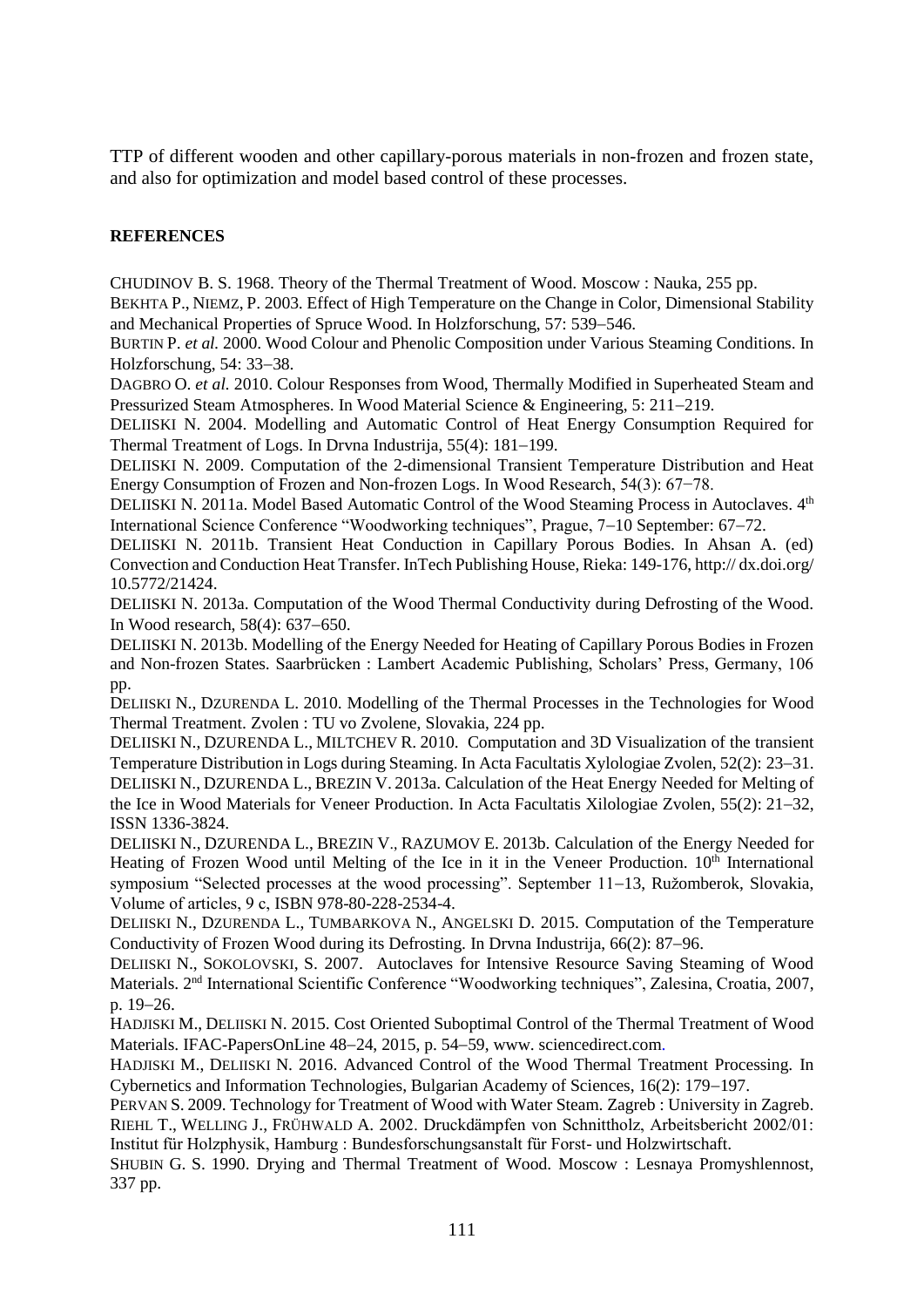TTP of different wooden and other capillary-porous materials in non-frozen and frozen state, and also for optimization and model based control of these processes.

## REFERENCES

CHUDINOV B. S. 1968. Theory of the Thermal Treatment of Wood. Moscow : Nauka, 255 pp.

BEKHTA P., NIEMZ, P. 2003. Effect of High Temperature on the Change in Color, Dimensional Stability and Mechanical Properties of Spruce Wood. In Holzforschung, 57: 539–546.

BURTIN P. *et al.* 2000. Wood Colour and Phenolic Composition under Various Steaming Conditions. In Holzforschung, 54: 33–38.

DAGBRO O. *et al.* 2010. Colour Responses from Wood, Thermally Modified in Superheated Steam and Pressurized Steam Atmospheres. In Wood Material Science & Engineering, 5: 211–219.

DELIISKI N. 2004. Modelling and Automatic Control of Heat Energy Consumption Required for Thermal Treatment of Logs. In Drvna Industrija, 55(4): 181–199.

DELIISKI N. 2009. Computation of the 2-dimensional Transient Temperature Distribution and Heat Energy Consumption of Frozen and Non-frozen Logs. In Wood Research, 54(3): 67–78.

DELIISKI N. 2011a. Model Based Automatic Control of the Wood Steaming Process in Autoclaves. 4th International Science Conference "Woodworking techniques", Prague, 7–10 September: 67–72.

DELIISKI N. 2011b. Transient Heat Conduction in Capillary Porous Bodies. In Ahsan A. (ed) Convection and Conduction Heat Transfer. InTech Publishing House, Rieka: 149-176, http:// dx.doi.org/ 10.5772/21424.

DELIISKI N. 2013a. Computation of the Wood Thermal Conductivity during Defrosting of the Wood. In Wood research, 58(4): 637–650.

DELIISKI N. 2013b. Modelling of the Energy Needed for Heating of Capillary Porous Bodies in Frozen and Non-frozen States. Saarbrücken : Lambert Academic Publishing, Scholars' Press, Germany, 106 pp.

DELIISKI N., DZURENDA L. 2010. Modelling of the Thermal Processes in the Technologies for Wood Thermal Treatment. Zvolen : TU vo Zvolene, Slovakia, 224 pp.

DELIISKI N., DZURENDA L., MILTCHEV R. 2010. Computation and 3D Visualization of the transient Temperature Distribution in Logs during Steaming. In Acta Facultatis Xylologiae Zvolen, 52(2): 23–31.

DELIISKI N., DZURENDA L., BREZIN V. 2013a. Calculation of the Heat Energy Needed for Melting of the Ice in Wood Materials for Veneer Production. In Acta Facultatis Xilologiae Zvolen, 55(2): 21–32, ISSN 1336-3824.

DELIISKI N., DZURENDA L., BREZIN V., RAZUMOV E. 2013b. Calculation of the Energy Needed for Heating of Frozen Wood until Melting of the Ice in it in the Veneer Production. 10th International symposium "Selected processes at the wood processing". September 11–13, Ružomberok, Slovakia, Volume of articles, 9 c, ISBN 978-80-228-2534-4.

DELIISKI N., DZURENDA L., TUMBARKOVA N., ANGELSKI D. 2015. Computation of the Temperature Conductivity of Frozen Wood during its Defrosting. In Drvna Industrija, 66(2): 87–96.

DELIISKI N., SOKOLOVSKI, S. 2007. Autoclaves for Intensive Resource Saving Steaming of Wood Materials. 2nd International Scientific Conference "Woodworking techniques", Zalesina, Croatia, 2007, p. 19–26.

HADJISKI M., DELIISKI N. 2015. Cost Oriented Suboptimal Control of the Thermal Treatment of Wood Materials. IFAC-PapersOnLine 48–24, 2015, p. 54–59, www. sciencedirect.com.

HADJISKI M., DELIISKI N. 2016. Advanced Control of the Wood Thermal Treatment Processing. In Cybernetics and Information Technologies, Bulgarian Academy of Sciences, 16(2): 179–197.

PERVAN S. 2009. Technology for Treatment of Wood with Water Steam. Zagreb : University in Zagreb.

RIEHL T., WELLING J., FRÜHWALD A. 2002. Druckdämpfen von Schnittholz, Arbeitsbericht 2002/01: Institut für Holzphysik, Hamburg : Bundesforschungsanstalt für Forst- und Holzwirtschaft.

SHUBIN G. S. 1990. Drying and Thermal Treatment of Wood. Moscow : Lesnaya Promyshlennost, 337 pp.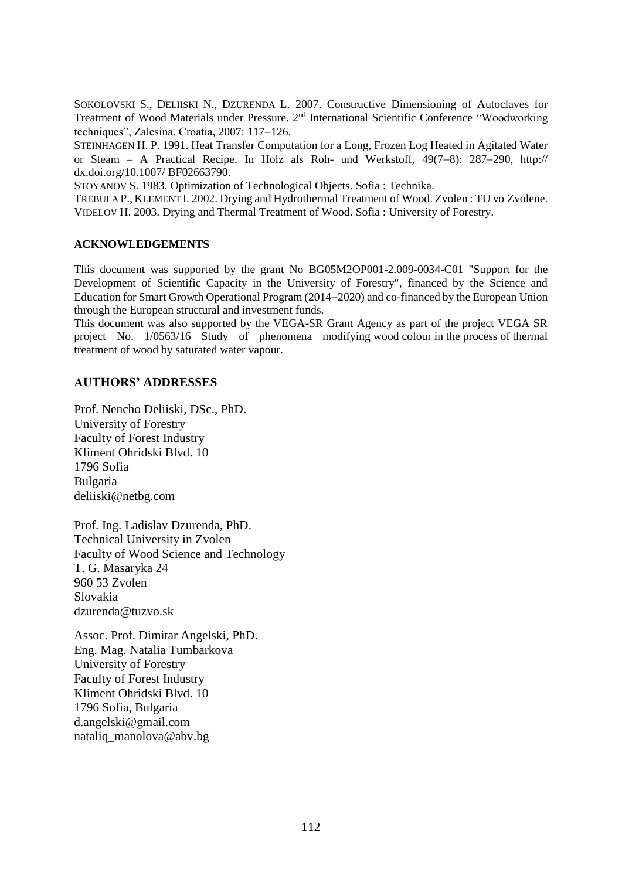SOKOLOVSKI S., DELIISKI N., DZURENDA L. 2007. Constructive Dimensioning of Autoclaves for Treatment of Wood Materials under Pressure. 2nd International Scientific Conference "Woodworking techniques", Zalesina, Croatia, 2007: 117–126.

STEINHAGEN H. P. 1991. Heat Transfer Computation for a Long, Frozen Log Heated in Agitated Water or Steam – A Practical Recipe. In Holz als Roh- und Werkstoff, 49(7–8): 287–290, http:// dx.doi.org/10.1007/ BF02663790.

STOYANOV S. 1983. Optimization of Technological Objects. Sofia : Technika.

TREBULA P., KLEMENT I. 2002. Drying and Hydrothermal Treatment of Wood. Zvolen : TU vo Zvolene.

VIDELOV H. 2003. Drying and Thermal Treatment of Wood. Sofia : University of Forestry.

## ACKNOWLEDGEMENTS

This document was supported by the grant No BG05M2OP001-2.009-0034-C01 "Support for the Development of Scientific Capacity in the University of Forestry", financed by the Science and Education for Smart Growth Operational Program (2014–2020) and co-financed by the European Union through the European structural and investment funds.

This document was also supported by the VEGA-SR Grant Agency as part of the project VEGA SR project No. 1/0563/16 Study of phenomena modifying wood colour in the process of thermal treatment of wood by saturated water vapour.

## AUTHORS' ADDRESSES

Prof. Nencho Deliiski, DSc., PhD.
University of Forestry
Faculty of Forest Industry
Kliment Ohridski Blvd. 10
1796 Sofia
Bulgaria
deliiski@netbg.com

Prof. Ing. Ladislav Dzurenda, PhD.
Technical University in Zvolen
Faculty of Wood Science and Technology
T. G. Masaryka 24
960 53 Zvolen
Slovakia
dzurenda@tuzvo.sk

Assoc. Prof. Dimitar Angelski, PhD.
Eng. Mag. Natalia Tumbarkova
University of Forestry
Faculty of Forest Industry
Kliment Ohridski Blvd. 10
1796 Sofia, Bulgaria
d.angelski@gmail.com
nataliq_manolova@abv.bg